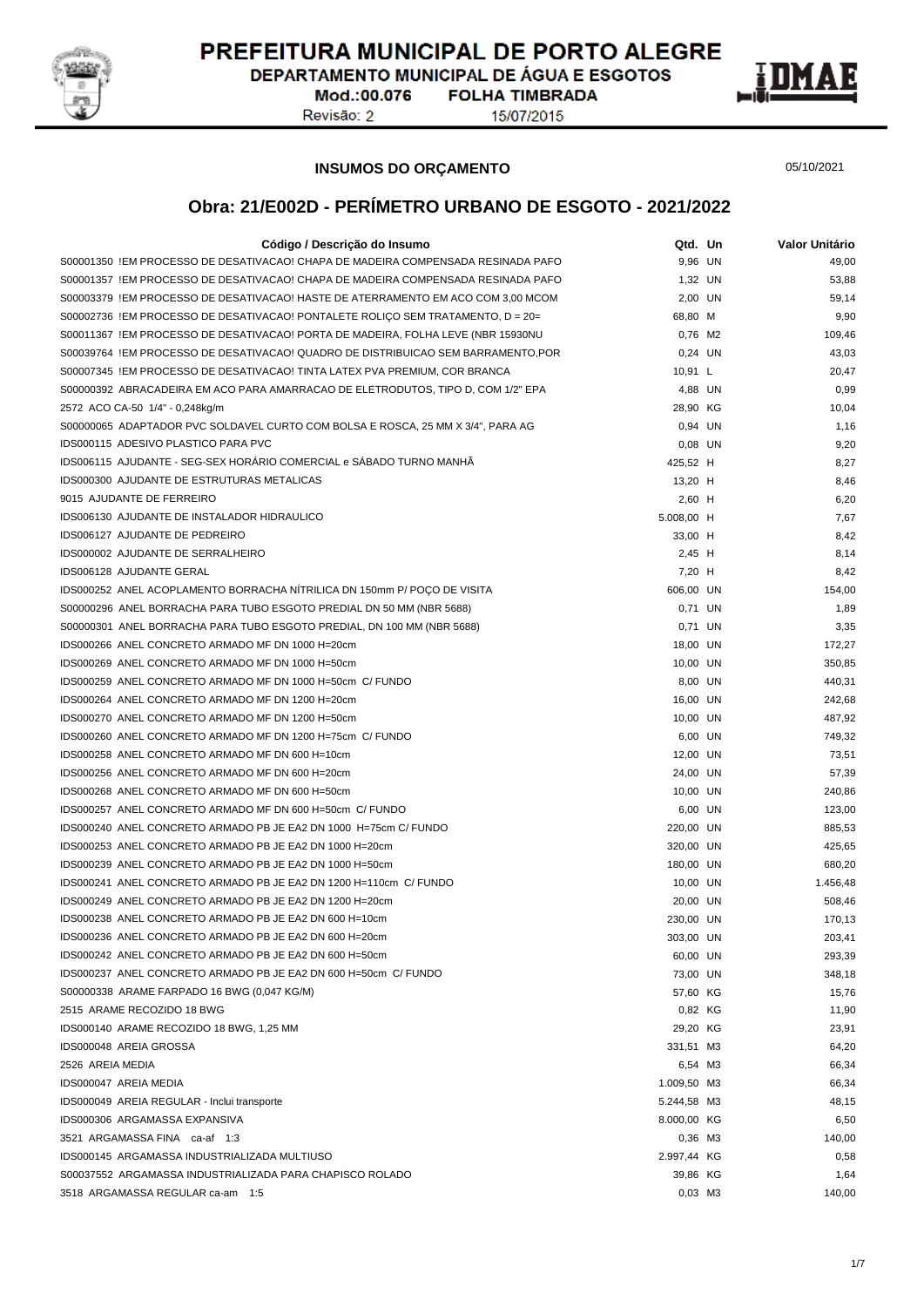# PREFEITURA MUNICIPAL DE PORTO ALEGRE

DEPARTAMENTO MUNICIPAL DE ÁGUA E ESGOTOS

Mod.:00.076 FOLHA TIMBRADA

Revisão: 2 15/07/2015

**INSUMOS DO ORÇAMENTO**

05/10/2021

## Obra: 21/E002D - PERÍMETRO URBANO DE ESGOTO - 2021/2022

| Código / Descrição do Insumo | Qtd. | Un | Valor Unitário |
|---|---|---|---|
| S00001350 !EM PROCESSO DE DESATIVACAO! CHAPA DE MADEIRA COMPENSADA RESINADA PAFO | 9,96 | UN | 49,00 |
| S00001357 !EM PROCESSO DE DESATIVACAO! CHAPA DE MADEIRA COMPENSADA RESINADA PAFO | 1,32 | UN | 53,88 |
| S00003379 !EM PROCESSO DE DESATIVACAO! HASTE DE ATERRAMENTO EM ACO COM 3,00 MCOM | 2,00 | UN | 59,14 |
| S00002736 !EM PROCESSO DE DESATIVACAO! PONTALETE ROLIÇO SEM TRATAMENTO, D = 20= | 68,80 | M | 9,90 |
| S00011367 !EM PROCESSO DE DESATIVACAO! PORTA DE MADEIRA, FOLHA LEVE (NBR 15930NU | 0,76 | M2 | 109,46 |
| S00039764 !EM PROCESSO DE DESATIVACAO! QUADRO DE DISTRIBUICAO SEM BARRAMENTO,POR | 0,24 | UN | 43,03 |
| S00007345 !EM PROCESSO DE DESATIVACAO! TINTA LATEX PVA PREMIUM, COR BRANCA | 10,91 | L | 20,47 |
| S00000392 ABRACADEIRA EM ACO PARA AMARRACAO DE ELETRODUTOS, TIPO D, COM 1/2" EPA | 4,88 | UN | 0,99 |
| 2572 ACO CA-50 1/4" - 0,248kg/m | 28,90 | KG | 10,04 |
| S00000065 ADAPTADOR PVC SOLDAVEL CURTO COM BOLSA E ROSCA, 25 MM X 3/4", PARA AG | 0,94 | UN | 1,16 |
| IDS000115 ADESIVO PLASTICO PARA PVC | 0,08 | UN | 9,20 |
| IDS006115 AJUDANTE - SEG-SEX HORÁRIO COMERCIAL e SÁBADO TURNO MANHÃ | 425,52 | H | 8,27 |
| IDS000300 AJUDANTE DE ESTRUTURAS METALICAS | 13,20 | H | 8,46 |
| 9015 AJUDANTE DE FERREIRO | 2,60 | H | 6,20 |
| IDS006130 AJUDANTE DE INSTALADOR HIDRAULICO | 5.008,00 | H | 7,67 |
| IDS006127 AJUDANTE DE PEDREIRO | 33,00 | H | 8,42 |
| IDS000002 AJUDANTE DE SERRALHEIRO | 2,45 | H | 8,14 |
| IDS006128 AJUDANTE GERAL | 7,20 | H | 8,42 |
| IDS000252 ANEL ACOPLAMENTO BORRACHA NÍTRILICA DN 150mm P/ POÇO DE VISITA | 606,00 | UN | 154,00 |
| S00000296 ANEL BORRACHA PARA TUBO ESGOTO PREDIAL DN 50 MM (NBR 5688) | 0,71 | UN | 1,89 |
| S00000301 ANEL BORRACHA PARA TUBO ESGOTO PREDIAL, DN 100 MM (NBR 5688) | 0,71 | UN | 3,35 |
| IDS000266 ANEL CONCRETO ARMADO MF DN 1000 H=20cm | 18,00 | UN | 172,27 |
| IDS000269 ANEL CONCRETO ARMADO MF DN 1000 H=50cm | 10,00 | UN | 350,85 |
| IDS000259 ANEL CONCRETO ARMADO MF DN 1000 H=50cm C/ FUNDO | 8,00 | UN | 440,31 |
| IDS000264 ANEL CONCRETO ARMADO MF DN 1200 H=20cm | 16,00 | UN | 242,68 |
| IDS000270 ANEL CONCRETO ARMADO MF DN 1200 H=50cm | 10,00 | UN | 487,92 |
| IDS000260 ANEL CONCRETO ARMADO MF DN 1200 H=75cm C/ FUNDO | 6,00 | UN | 749,32 |
| IDS000258 ANEL CONCRETO ARMADO MF DN 600 H=10cm | 12,00 | UN | 73,51 |
| IDS000256 ANEL CONCRETO ARMADO MF DN 600 H=20cm | 24,00 | UN | 57,39 |
| IDS000268 ANEL CONCRETO ARMADO MF DN 600 H=50cm | 10,00 | UN | 240,86 |
| IDS000257 ANEL CONCRETO ARMADO MF DN 600 H=50cm C/ FUNDO | 6,00 | UN | 123,00 |
| IDS000240 ANEL CONCRETO ARMADO PB JE EA2 DN 1000 H=75cm C/ FUNDO | 220,00 | UN | 885,53 |
| IDS000253 ANEL CONCRETO ARMADO PB JE EA2 DN 1000 H=20cm | 320,00 | UN | 425,65 |
| IDS000239 ANEL CONCRETO ARMADO PB JE EA2 DN 1000 H=50cm | 180,00 | UN | 680,20 |
| IDS000241 ANEL CONCRETO ARMADO PB JE EA2 DN 1200 H=110cm C/ FUNDO | 10,00 | UN | 1.456,48 |
| IDS000249 ANEL CONCRETO ARMADO PB JE EA2 DN 1200 H=20cm | 20,00 | UN | 508,46 |
| IDS000238 ANEL CONCRETO ARMADO PB JE EA2 DN 600 H=10cm | 230,00 | UN | 170,13 |
| IDS000236 ANEL CONCRETO ARMADO PB JE EA2 DN 600 H=20cm | 303,00 | UN | 203,41 |
| IDS000242 ANEL CONCRETO ARMADO PB JE EA2 DN 600 H=50cm | 60,00 | UN | 293,39 |
| IDS000237 ANEL CONCRETO ARMADO PB JE EA2 DN 600 H=50cm C/ FUNDO | 73,00 | UN | 348,18 |
| S00000338 ARAME FARPADO 16 BWG (0,047 KG/M) | 57,60 | KG | 15,76 |
| 2515 ARAME RECOZIDO 18 BWG | 0,82 | KG | 11,90 |
| IDS000140 ARAME RECOZIDO 18 BWG, 1,25 MM | 29,20 | KG | 23,91 |
| IDS000048 AREIA GROSSA | 331,51 | M3 | 64,20 |
| 2526 AREIA MEDIA | 6,54 | M3 | 66,34 |
| IDS000047 AREIA MEDIA | 1.009,50 | M3 | 66,34 |
| IDS000049 AREIA REGULAR - Inclui transporte | 5.244,58 | M3 | 48,15 |
| IDS000306 ARGAMASSA EXPANSIVA | 8.000,00 | KG | 6,50 |
| 3521 ARGAMASSA FINA ca-af 1:3 | 0,36 | M3 | 140,00 |
| IDS000145 ARGAMASSA INDUSTRIALIZADA MULTIUSO | 2.997,44 | KG | 0,58 |
| S00037552 ARGAMASSA INDUSTRIALIZADA PARA CHAPISCO ROLADO | 39,86 | KG | 1,64 |
| 3518 ARGAMASSA REGULAR ca-am 1:5 | 0,03 | M3 | 140,00 |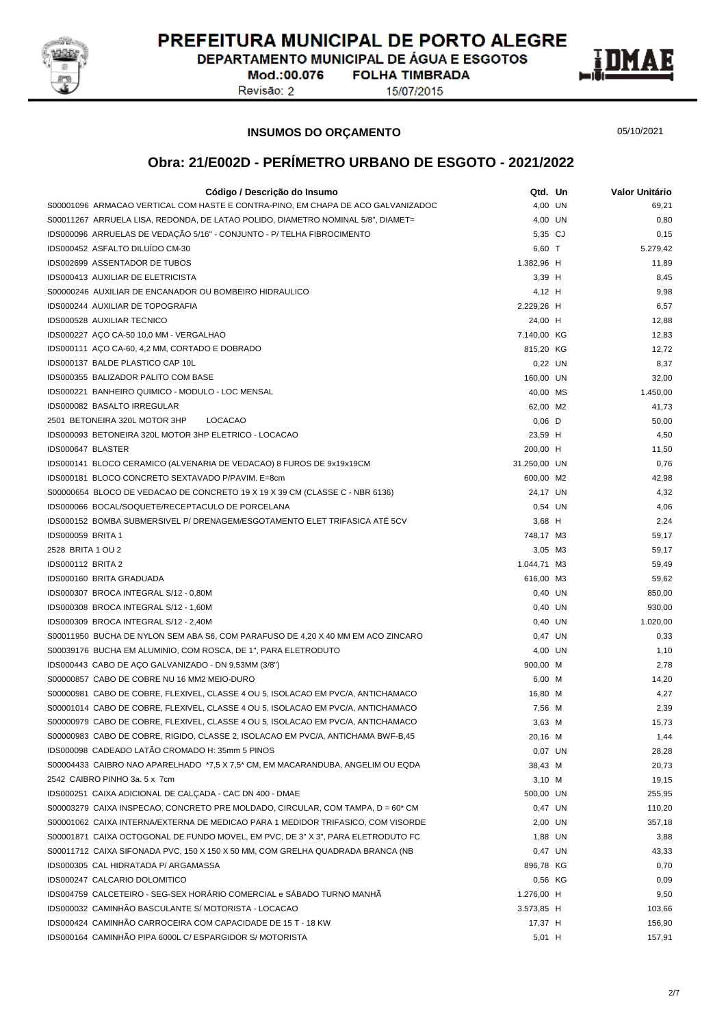PREFEITURA MUNICIPAL DE PORTO ALEGRE
DEPARTAMENTO MUNICIPAL DE ÁGUA E ESGOTOS
Mod.:00.076 FOLHA TIMBRADA
Revisão: 2 15/07/2015

**INSUMOS DO ORÇAMENTO** 05/10/2021

## Obra: 21/E002D - PERÍMETRO URBANO DE ESGOTO - 2021/2022

| Código / Descrição do Insumo | Qtd. | Un | Valor Unitário |
|---|---|---|---|
| S00001096 ARMACAO VERTICAL COM HASTE E CONTRA-PINO, EM CHAPA DE ACO GALVANIZADOC | 4,00 | UN | 69,21 |
| S00011267 ARRUELA LISA, REDONDA, DE LATAO POLIDO, DIAMETRO NOMINAL 5/8", DIAMET= | 4,00 | UN | 0,80 |
| IDS000096 ARRUELAS DE VEDAÇÃO 5/16" - CONJUNTO - P/ TELHA FIBROCIMENTO | 5,35 | CJ | 0,15 |
| IDS000452 ASFALTO DILUÍDO CM-30 | 6,60 | T | 5.279,42 |
| IDS002699 ASSENTADOR DE TUBOS | 1.382,96 | H | 11,89 |
| IDS000413 AUXILIAR DE ELETRICISTA | 3,39 | H | 8,45 |
| S00000246 AUXILIAR DE ENCANADOR OU BOMBEIRO HIDRAULICO | 4,12 | H | 9,98 |
| IDS000244 AUXILIAR DE TOPOGRAFIA | 2.229,26 | H | 6,57 |
| IDS000528 AUXILIAR TECNICO | 24,00 | H | 12,88 |
| IDS000227 AÇO CA-50 10,0 MM - VERGALHAO | 7.140,00 | KG | 12,83 |
| IDS000111 AÇO CA-60, 4,2 MM, CORTADO E DOBRADO | 815,20 | KG | 12,72 |
| IDS000137 BALDE PLASTICO CAP 10L | 0,22 | UN | 8,37 |
| IDS000355 BALIZADOR PALITO COM BASE | 160,00 | UN | 32,00 |
| IDS000221 BANHEIRO QUIMICO - MODULO - LOC MENSAL | 40,00 | MS | 1.450,00 |
| IDS000082 BASALTO IRREGULAR | 62,00 | M2 | 41,73 |
| 2501 BETONEIRA 320L MOTOR 3HP LOCACAO | 0,06 | D | 50,00 |
| IDS000093 BETONEIRA 320L MOTOR 3HP ELETRICO - LOCACAO | 23,59 | H | 4,50 |
| IDS000647 BLASTER | 200,00 | H | 11,50 |
| IDS000141 BLOCO CERAMICO (ALVENARIA DE VEDACAO) 8 FUROS DE 9x19x19CM | 31.250,00 | UN | 0,76 |
| IDS000181 BLOCO CONCRETO SEXTAVADO P/PAVIM. E=8cm | 600,00 | M2 | 42,98 |
| S00000654 BLOCO DE VEDACAO DE CONCRETO 19 X 19 X 39 CM (CLASSE C - NBR 6136) | 24,17 | UN | 4,32 |
| IDS000066 BOCAL/SOQUETE/RECEPTACULO DE PORCELANA | 0,54 | UN | 4,06 |
| IDS000152 BOMBA SUBMERSIVEL P/ DRENAGEM/ESGOTAMENTO ELET TRIFASICA ATÉ 5CV | 3,68 | H | 2,24 |
| IDS000059 BRITA 1 | 748,17 | M3 | 59,17 |
| 2528 BRITA 1 OU 2 | 3,05 | M3 | 59,17 |
| IDS000112 BRITA 2 | 1.044,71 | M3 | 59,49 |
| IDS000160 BRITA GRADUADA | 616,00 | M3 | 59,62 |
| IDS000307 BROCA INTEGRAL S/12 - 0,80M | 0,40 | UN | 850,00 |
| IDS000308 BROCA INTEGRAL S/12 - 1,60M | 0,40 | UN | 930,00 |
| IDS000309 BROCA INTEGRAL S/12 - 2,40M | 0,40 | UN | 1.020,00 |
| S00011950 BUCHA DE NYLON SEM ABA S6, COM PARAFUSO DE 4,20 X 40 MM EM ACO ZINCARO | 0,47 | UN | 0,33 |
| S00039176 BUCHA EM ALUMINIO, COM ROSCA, DE 1", PARA ELETRODUTO | 4,00 | UN | 1,10 |
| IDS000443 CABO DE AÇO GALVANIZADO - DN 9,53MM (3/8") | 900,00 | M | 2,78 |
| S00000857 CABO DE COBRE NU 16 MM2 MEIO-DURO | 6,00 | M | 14,20 |
| S00000981 CABO DE COBRE, FLEXIVEL, CLASSE 4 OU 5, ISOLACAO EM PVC/A, ANTICHAMACO | 16,80 | M | 4,27 |
| S00001014 CABO DE COBRE, FLEXIVEL, CLASSE 4 OU 5, ISOLACAO EM PVC/A, ANTICHAMACO | 7,56 | M | 2,39 |
| S00000979 CABO DE COBRE, FLEXIVEL, CLASSE 4 OU 5, ISOLACAO EM PVC/A, ANTICHAMACO | 3,63 | M | 15,73 |
| S00000983 CABO DE COBRE, RIGIDO, CLASSE 2, ISOLACAO EM PVC/A, ANTICHAMA BWF-B,45 | 20,16 | M | 1,44 |
| IDS000098 CADEADO LATÃO CROMADO H: 35mm 5 PINOS | 0,07 | UN | 28,28 |
| S00004433 CAIBRO NAO APARELHADO *7,5 X 7,5* CM, EM MACARANDUBA, ANGELIM OU EQDA | 38,43 | M | 20,73 |
| 2542 CAIBRO PINHO 3a. 5 x 7cm | 3,10 | M | 19,15 |
| IDS000251 CAIXA ADICIONAL DE CALÇADA - CAC DN 400 - DMAE | 500,00 | UN | 255,95 |
| S00003279 CAIXA INSPECAO, CONCRETO PRE MOLDADO, CIRCULAR, COM TAMPA, D = 60* CM | 0,47 | UN | 110,20 |
| S00001062 CAIXA INTERNA/EXTERNA DE MEDICAO PARA 1 MEDIDOR TRIFASICO, COM VISORDE | 2,00 | UN | 357,18 |
| S00001871 CAIXA OCTOGONAL DE FUNDO MOVEL, EM PVC, DE 3" X 3", PARA ELETRODUTO FC | 1,88 | UN | 3,88 |
| S00011712 CAIXA SIFONADA PVC, 150 X 150 X 50 MM, COM GRELHA QUADRADA BRANCA (NB | 0,47 | UN | 43,33 |
| IDS000305 CAL HIDRATADA P/ ARGAMASSA | 896,78 | KG | 0,70 |
| IDS000247 CALCARIO DOLOMITICO | 0,56 | KG | 0,09 |
| IDS004759 CALCETEIRO - SEG-SEX HORÁRIO COMERCIAL e SÁBADO TURNO MANHÃ | 1.276,00 | H | 9,50 |
| IDS000032 CAMINHÃO BASCULANTE S/ MOTORISTA - LOCACAO | 3.573,85 | H | 103,66 |
| IDS000424 CAMINHÃO CARROCEIRA COM CAPACIDADE DE 15 T - 18 KW | 17,37 | H | 156,90 |
| IDS000164 CAMINHÃO PIPA 6000L C/ ESPARGIDOR S/ MOTORISTA | 5,01 | H | 157,91 |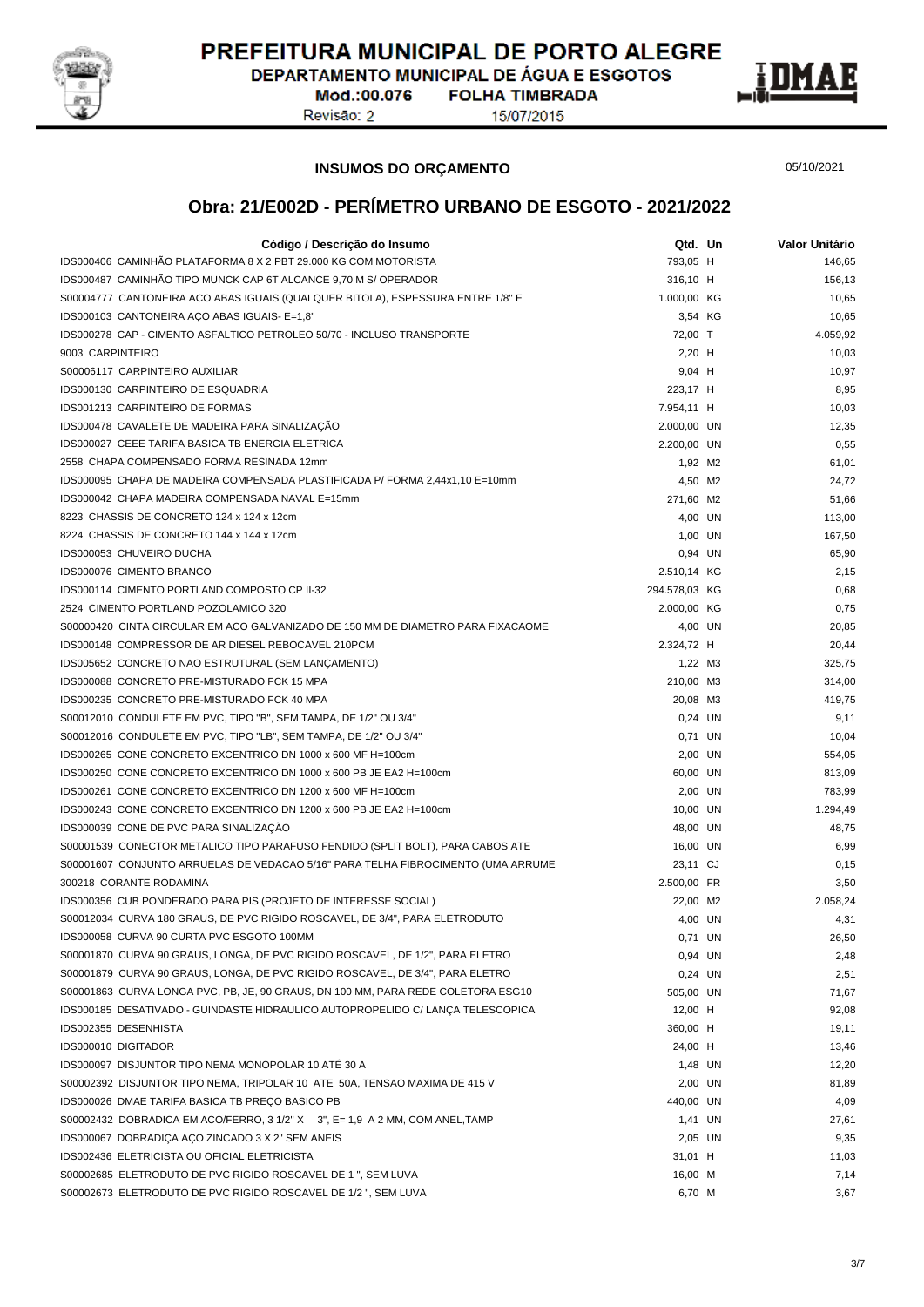**PREFEITURA MUNICIPAL DE PORTO ALEGRE**
**DEPARTAMENTO MUNICIPAL DE ÁGUA E ESGOTOS**
Mod.:00.076 **FOLHA TIMBRADA**
Revisão: 2 15/07/2015

**INSUMOS DO ORÇAMENTO** 05/10/2021

## Obra: 21/E002D - PERÍMETRO URBANO DE ESGOTO - 2021/2022

| Código / Descrição do Insumo | Qtd. | Un | Valor Unitário |
|---|---|---|---|
| IDS000406 CAMINHÃO PLATAFORMA 8 X 2 PBT 29.000 KG COM MOTORISTA | 793,05 | H | 146,65 |
| IDS000487 CAMINHÃO TIPO MUNCK CAP 6T ALCANCE 9,70 M S/ OPERADOR | 316,10 | H | 156,13 |
| S00004777 CANTONEIRA ACO ABAS IGUAIS (QUALQUER BITOLA), ESPESSURA ENTRE 1/8" E | 1.000,00 | KG | 10,65 |
| IDS000103 CANTONEIRA AÇO ABAS IGUAIS- E=1,8" | 3,54 | KG | 10,65 |
| IDS000278 CAP - CIMENTO ASFALTICO PETROLEO 50/70 - INCLUSO TRANSPORTE | 72,00 | T | 4.059,92 |
| 9003 CARPINTEIRO | 2,20 | H | 10,03 |
| S00006117 CARPINTEIRO AUXILIAR | 9,04 | H | 10,97 |
| IDS000130 CARPINTEIRO DE ESQUADRIA | 223,17 | H | 8,95 |
| IDS001213 CARPINTEIRO DE FORMAS | 7.954,11 | H | 10,03 |
| IDS000478 CAVALETE DE MADEIRA PARA SINALIZAÇÃO | 2.000,00 | UN | 12,35 |
| IDS000027 CEEE TARIFA BASICA TB ENERGIA ELETRICA | 2.200,00 | UN | 0,55 |
| 2558 CHAPA COMPENSADO FORMA RESINADA 12mm | 1,92 | M2 | 61,01 |
| IDS000095 CHAPA DE MADEIRA COMPENSADA PLASTIFICADA P/ FORMA 2,44x1,10 E=10mm | 4,50 | M2 | 24,72 |
| IDS000042 CHAPA MADEIRA COMPENSADA NAVAL E=15mm | 271,60 | M2 | 51,66 |
| 8223 CHASSIS DE CONCRETO 124 x 124 x 12cm | 4,00 | UN | 113,00 |
| 8224 CHASSIS DE CONCRETO 144 x 144 x 12cm | 1,00 | UN | 167,50 |
| IDS000053 CHUVEIRO DUCHA | 0,94 | UN | 65,90 |
| IDS000076 CIMENTO BRANCO | 2.510,14 | KG | 2,15 |
| IDS000114 CIMENTO PORTLAND COMPOSTO CP II-32 | 294.578,03 | KG | 0,68 |
| 2524 CIMENTO PORTLAND POZOLAMICO 320 | 2.000,00 | KG | 0,75 |
| S00000420 CINTA CIRCULAR EM ACO GALVANIZADO DE 150 MM DE DIAMETRO PARA FIXACAOME | 4,00 | UN | 20,85 |
| IDS000148 COMPRESSOR DE AR DIESEL REBOCAVEL 210PCM | 2.324,72 | H | 20,44 |
| IDS005652 CONCRETO NAO ESTRUTURAL (SEM LANÇAMENTO) | 1,22 | M3 | 325,75 |
| IDS000088 CONCRETO PRE-MISTURADO FCK 15 MPA | 210,00 | M3 | 314,00 |
| IDS000235 CONCRETO PRE-MISTURADO FCK 40 MPA | 20,08 | M3 | 419,75 |
| S00012010 CONDULETE EM PVC, TIPO "B", SEM TAMPA, DE 1/2" OU 3/4" | 0,24 | UN | 9,11 |
| S00012016 CONDULETE EM PVC, TIPO "LB", SEM TAMPA, DE 1/2" OU 3/4" | 0,71 | UN | 10,04 |
| IDS000265 CONE CONCRETO EXCENTRICO DN 1000 x 600 MF H=100cm | 2,00 | UN | 554,05 |
| IDS000250 CONE CONCRETO EXCENTRICO DN 1000 x 600 PB JE EA2 H=100cm | 60,00 | UN | 813,09 |
| IDS000261 CONE CONCRETO EXCENTRICO DN 1200 x 600 MF H=100cm | 2,00 | UN | 783,99 |
| IDS000243 CONE CONCRETO EXCENTRICO DN 1200 x 600 PB JE EA2 H=100cm | 10,00 | UN | 1.294,49 |
| IDS000039 CONE DE PVC PARA SINALIZAÇÃO | 48,00 | UN | 48,75 |
| S00001539 CONECTOR METALICO TIPO PARAFUSO FENDIDO (SPLIT BOLT), PARA CABOS ATE | 16,00 | UN | 6,99 |
| S00001607 CONJUNTO ARRUELAS DE VEDACAO 5/16" PARA TELHA FIBROCIMENTO (UMA ARRUME | 23,11 | CJ | 0,15 |
| 300218 CORANTE RODAMINA | 2.500,00 | FR | 3,50 |
| IDS000356 CUB PONDERADO PARA PIS (PROJETO DE INTERESSE SOCIAL) | 22,00 | M2 | 2.058,24 |
| S00012034 CURVA 180 GRAUS, DE PVC RIGIDO ROSCAVEL, DE 3/4", PARA ELETRODUTO | 4,00 | UN | 4,31 |
| IDS000058 CURVA 90 CURTA PVC ESGOTO 100MM | 0,71 | UN | 26,50 |
| S00001870 CURVA 90 GRAUS, LONGA, DE PVC RIGIDO ROSCAVEL, DE 1/2", PARA ELETRO | 0,94 | UN | 2,48 |
| S00001879 CURVA 90 GRAUS, LONGA, DE PVC RIGIDO ROSCAVEL, DE 3/4", PARA ELETRO | 0,24 | UN | 2,51 |
| S00001863 CURVA LONGA PVC, PB, JE, 90 GRAUS, DN 100 MM, PARA REDE COLETORA ESG10 | 505,00 | UN | 71,67 |
| IDS000185 DESATIVADO - GUINDASTE HIDRAULICO AUTOPROPELIDO C/ LANÇA TELESCOPICA | 12,00 | H | 92,08 |
| IDS002355 DESENHISTA | 360,00 | H | 19,11 |
| IDS000010 DIGITADOR | 24,00 | H | 13,46 |
| IDS000097 DISJUNTOR TIPO NEMA MONOPOLAR 10 ATÉ 30 A | 1,48 | UN | 12,20 |
| S00002392 DISJUNTOR TIPO NEMA, TRIPOLAR 10 ATE 50A, TENSAO MAXIMA DE 415 V | 2,00 | UN | 81,89 |
| IDS000026 DMAE TARIFA BASICA TB PREÇO BASICO PB | 440,00 | UN | 4,09 |
| S00002432 DOBRADICA EM ACO/FERRO, 3 1/2" X 3", E= 1,9 A 2 MM, COM ANEL,TAMP | 1,41 | UN | 27,61 |
| IDS000067 DOBRADIÇA AÇO ZINCADO 3 X 2" SEM ANEIS | 2,05 | UN | 9,35 |
| IDS002436 ELETRICISTA OU OFICIAL ELETRICISTA | 31,01 | H | 11,03 |
| S00002685 ELETRODUTO DE PVC RIGIDO ROSCAVEL DE 1 ", SEM LUVA | 16,00 | M | 7,14 |
| S00002673 ELETRODUTO DE PVC RIGIDO ROSCAVEL DE 1/2 ", SEM LUVA | 6,70 | M | 3,67 |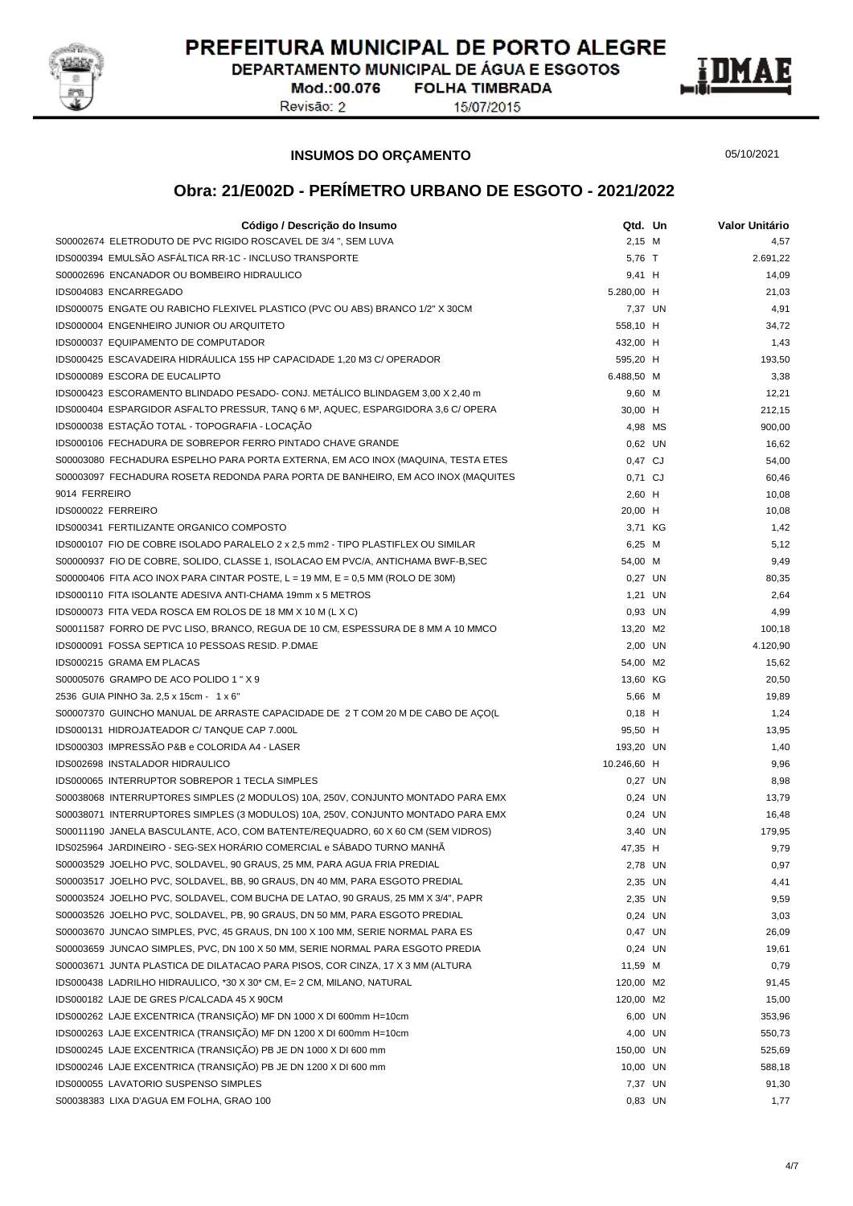PREFEITURA MUNICIPAL DE PORTO ALEGRE
DEPARTAMENTO MUNICIPAL DE ÁGUA E ESGOTOS
Mod.:00.076 FOLHA TIMBRADA
Revisão: 2 15/07/2015

**INSUMOS DO ORÇAMENTO** 05/10/2021

## Obra: 21/E002D - PERÍMETRO URBANO DE ESGOTO - 2021/2022

| Código / Descrição do Insumo | Qtd. | Un | Valor Unitário |
|---|---|---|---|
| S00002674 ELETRODUTO DE PVC RIGIDO ROSCAVEL DE 3/4 ", SEM LUVA | 2,15 | M | 4,57 |
| IDS000394 EMULSÃO ASFÁLTICA RR-1C - INCLUSO TRANSPORTE | 5,76 | T | 2.691,22 |
| S00002696 ENCANADOR OU BOMBEIRO HIDRAULICO | 9,41 | H | 14,09 |
| IDS004083 ENCARREGADO | 5.280,00 | H | 21,03 |
| IDS000075 ENGATE OU RABICHO FLEXIVEL PLASTICO (PVC OU ABS) BRANCO 1/2" X 30CM | 7,37 | UN | 4,91 |
| IDS000004 ENGENHEIRO JUNIOR OU ARQUITETO | 558,10 | H | 34,72 |
| IDS000037 EQUIPAMENTO DE COMPUTADOR | 432,00 | H | 1,43 |
| IDS000425 ESCAVADEIRA HIDRÁULICA 155 HP CAPACIDADE 1,20 M3 C/ OPERADOR | 595,20 | H | 193,50 |
| IDS000089 ESCORA DE EUCALIPTO | 6.488,50 | M | 3,38 |
| IDS000423 ESCORAMENTO BLINDADO PESADO- CONJ. METÁLICO BLINDAGEM 3,00 X 2,40 m | 9,60 | M | 12,21 |
| IDS000404 ESPARGIDOR ASFALTO PRESSUR, TANQ 6 M³, AQUEC, ESPARGIDORA 3,6 C/ OPERA | 30,00 | H | 212,15 |
| IDS000038 ESTAÇÃO TOTAL - TOPOGRAFIA - LOCAÇÃO | 4,98 | MS | 900,00 |
| IDS000106 FECHADURA DE SOBREPOR FERRO PINTADO CHAVE GRANDE | 0,62 | UN | 16,62 |
| S00003080 FECHADURA ESPELHO PARA PORTA EXTERNA, EM ACO INOX (MAQUINA, TESTA ETES | 0,47 | CJ | 54,00 |
| S00003097 FECHADURA ROSETA REDONDA PARA PORTA DE BANHEIRO, EM ACO INOX (MAQUITES | 0,71 | CJ | 60,46 |
| 9014 FERREIRO | 2,60 | H | 10,08 |
| IDS000022 FERREIRO | 20,00 | H | 10,08 |
| IDS000341 FERTILIZANTE ORGANICO COMPOSTO | 3,71 | KG | 1,42 |
| IDS000107 FIO DE COBRE ISOLADO PARALELO 2 x 2,5 mm2 - TIPO PLASTIFLEX OU SIMILAR | 6,25 | M | 5,12 |
| S00000937 FIO DE COBRE, SOLIDO, CLASSE 1, ISOLACAO EM PVC/A, ANTICHAMA BWF-B,SEC | 54,00 | M | 9,49 |
| S00000406 FITA ACO INOX PARA CINTAR POSTE, L = 19 MM, E = 0,5 MM (ROLO DE 30M) | 0,27 | UN | 80,35 |
| IDS000110 FITA ISOLANTE ADESIVA ANTI-CHAMA 19mm x 5 METROS | 1,21 | UN | 2,64 |
| IDS000073 FITA VEDA ROSCA EM ROLOS DE 18 MM X 10 M (L X C) | 0,93 | UN | 4,99 |
| S00011587 FORRO DE PVC LISO, BRANCO, REGUA DE 10 CM, ESPESSURA DE 8 MM A 10 MMCO | 13,20 | M2 | 100,18 |
| IDS000091 FOSSA SEPTICA 10 PESSOAS RESID. P.DMAE | 2,00 | UN | 4.120,90 |
| IDS000215 GRAMA EM PLACAS | 54,00 | M2 | 15,62 |
| S00005076 GRAMPO DE ACO POLIDO 1 " X 9 | 13,60 | KG | 20,50 |
| 2536 GUIA PINHO 3a. 2,5 x 15cm - 1 x 6" | 5,66 | M | 19,89 |
| S00007370 GUINCHO MANUAL DE ARRASTE CAPACIDADE DE 2 T COM 20 M DE CABO DE AÇO(L | 0,18 | H | 1,24 |
| IDS000131 HIDROJATEADOR C/ TANQUE CAP 7.000L | 95,50 | H | 13,95 |
| IDS000303 IMPRESSÃO P&B e COLORIDA A4 - LASER | 193,20 | UN | 1,40 |
| IDS002698 INSTALADOR HIDRAULICO | 10.246,60 | H | 9,96 |
| IDS000065 INTERRUPTOR SOBREPOR 1 TECLA SIMPLES | 0,27 | UN | 8,98 |
| S00038068 INTERRUPTORES SIMPLES (2 MODULOS) 10A, 250V, CONJUNTO MONTADO PARA EMX | 0,24 | UN | 13,79 |
| S00038071 INTERRUPTORES SIMPLES (3 MODULOS) 10A, 250V, CONJUNTO MONTADO PARA EMX | 0,24 | UN | 16,48 |
| S00011190 JANELA BASCULANTE, ACO, COM BATENTE/REQUADRO, 60 X 60 CM (SEM VIDROS) | 3,40 | UN | 179,95 |
| IDS025964 JARDINEIRO - SEG-SEX HORÁRIO COMERCIAL e SÁBADO TURNO MANHÃ | 47,35 | H | 9,79 |
| S00003529 JOELHO PVC, SOLDAVEL, 90 GRAUS, 25 MM, PARA AGUA FRIA PREDIAL | 2,78 | UN | 0,97 |
| S00003517 JOELHO PVC, SOLDAVEL, BB, 90 GRAUS, DN 40 MM, PARA ESGOTO PREDIAL | 2,35 | UN | 4,41 |
| S00003524 JOELHO PVC, SOLDAVEL, COM BUCHA DE LATAO, 90 GRAUS, 25 MM X 3/4", PAPR | 2,35 | UN | 9,59 |
| S00003526 JOELHO PVC, SOLDAVEL, PB, 90 GRAUS, DN 50 MM, PARA ESGOTO PREDIAL | 0,24 | UN | 3,03 |
| S00003670 JUNCAO SIMPLES, PVC, 45 GRAUS, DN 100 X 100 MM, SERIE NORMAL PARA ES | 0,47 | UN | 26,09 |
| S00003659 JUNCAO SIMPLES, PVC, DN 100 X 50 MM, SERIE NORMAL PARA ESGOTO PREDIA | 0,24 | UN | 19,61 |
| S00003671 JUNTA PLASTICA DE DILATACAO PARA PISOS, COR CINZA, 17 X 3 MM (ALTURA | 11,59 | M | 0,79 |
| IDS000438 LADRILHO HIDRAULICO, *30 X 30* CM, E= 2 CM, MILANO, NATURAL | 120,00 | M2 | 91,45 |
| IDS000182 LAJE DE GRES P/CALCADA 45 X 90CM | 120,00 | M2 | 15,00 |
| IDS000262 LAJE EXCENTRICA (TRANSIÇÃO) MF DN 1000 X DI 600mm H=10cm | 6,00 | UN | 353,96 |
| IDS000263 LAJE EXCENTRICA (TRANSIÇÃO) MF DN 1200 X DI 600mm H=10cm | 4,00 | UN | 550,73 |
| IDS000245 LAJE EXCENTRICA (TRANSIÇÃO) PB JE DN 1000 X DI 600 mm | 150,00 | UN | 525,69 |
| IDS000246 LAJE EXCENTRICA (TRANSIÇÃO) PB JE DN 1200 X DI 600 mm | 10,00 | UN | 588,18 |
| IDS000055 LAVATORIO SUSPENSO SIMPLES | 7,37 | UN | 91,30 |
| S00038383 LIXA D'AGUA EM FOLHA, GRAO 100 | 0,83 | UN | 1,77 |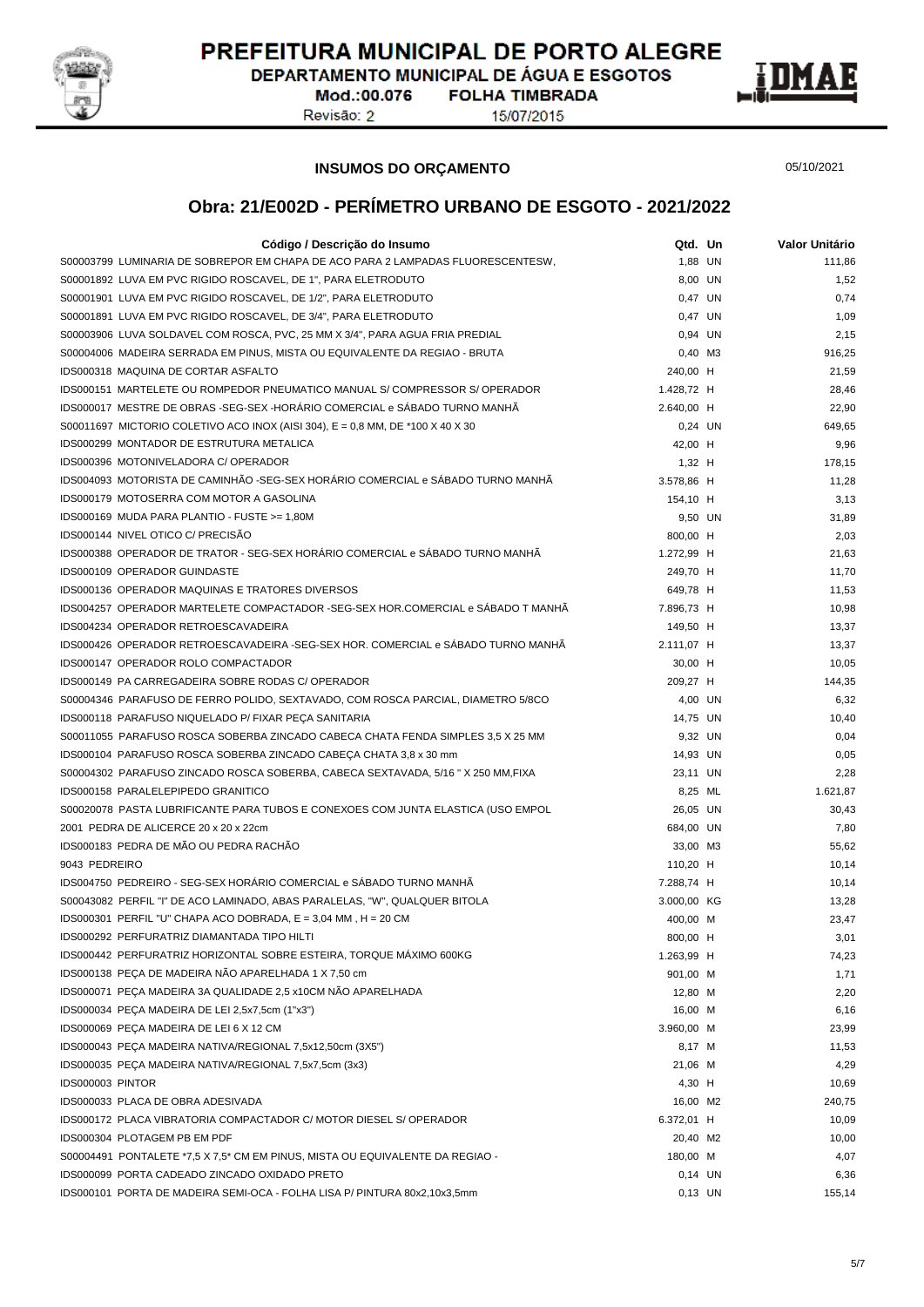PREFEITURA MUNICIPAL DE PORTO ALEGRE
DEPARTAMENTO MUNICIPAL DE ÁGUA E ESGOTOS
Mod.:00.076 FOLHA TIMBRADA
Revisão: 2 15/07/2015

**INSUMOS DO ORÇAMENTO**

05/10/2021

## Obra: 21/E002D - PERÍMETRO URBANO DE ESGOTO - 2021/2022

| Código / Descrição do Insumo | Qtd. | Un | Valor Unitário |
|---|---|---|---|
| S00003799 LUMINARIA DE SOBREPOR EM CHAPA DE ACO PARA 2 LAMPADAS FLUORESCENTESW, | 1,88 | UN | 111,86 |
| S00001892 LUVA EM PVC RIGIDO ROSCAVEL, DE 1", PARA ELETRODUTO | 8,00 | UN | 1,52 |
| S00001901 LUVA EM PVC RIGIDO ROSCAVEL, DE 1/2", PARA ELETRODUTO | 0,47 | UN | 0,74 |
| S00001891 LUVA EM PVC RIGIDO ROSCAVEL, DE 3/4", PARA ELETRODUTO | 0,47 | UN | 1,09 |
| S00003906 LUVA SOLDAVEL COM ROSCA, PVC, 25 MM X 3/4", PARA AGUA FRIA PREDIAL | 0,94 | UN | 2,15 |
| S00004006 MADEIRA SERRADA EM PINUS, MISTA OU EQUIVALENTE DA REGIAO - BRUTA | 0,40 | M3 | 916,25 |
| IDS000318 MAQUINA DE CORTAR ASFALTO | 240,00 | H | 21,59 |
| IDS000151 MARTELETE OU ROMPEDOR PNEUMATICO MANUAL S/ COMPRESSOR S/ OPERADOR | 1.428,72 | H | 28,46 |
| IDS000017 MESTRE DE OBRAS -SEG-SEX -HORÁRIO COMERCIAL e SÁBADO TURNO MANHÃ | 2.640,00 | H | 22,90 |
| S00011697 MICTORIO COLETIVO ACO INOX (AISI 304), E = 0,8 MM, DE *100 X 40 X 30 | 0,24 | UN | 649,65 |
| IDS000299 MONTADOR DE ESTRUTURA METALICA | 42,00 | H | 9,96 |
| IDS000396 MOTONIVELADORA C/ OPERADOR | 1,32 | H | 178,15 |
| IDS004093 MOTORISTA DE CAMINHÃO -SEG-SEX HORÁRIO COMERCIAL e SÁBADO TURNO MANHÃ | 3.578,86 | H | 11,28 |
| IDS000179 MOTOSERRA COM MOTOR A GASOLINA | 154,10 | H | 3,13 |
| IDS000169 MUDA PARA PLANTIO - FUSTE >= 1,80M | 9,50 | UN | 31,89 |
| IDS000144 NIVEL OTICO C/ PRECISÃO | 800,00 | H | 2,03 |
| IDS000388 OPERADOR DE TRATOR - SEG-SEX HORÁRIO COMERCIAL e SÁBADO TURNO MANHÃ | 1.272,99 | H | 21,63 |
| IDS000109 OPERADOR GUINDASTE | 249,70 | H | 11,70 |
| IDS000136 OPERADOR MAQUINAS E TRATORES DIVERSOS | 649,78 | H | 11,53 |
| IDS004257 OPERADOR MARTELETE COMPACTADOR -SEG-SEX HOR.COMERCIAL e SÁBADO T MANHÃ | 7.896,73 | H | 10,98 |
| IDS004234 OPERADOR RETROESCAVADEIRA | 149,50 | H | 13,37 |
| IDS000426 OPERADOR RETROESCAVADEIRA -SEG-SEX HOR. COMERCIAL e SÁBADO TURNO MANHÃ | 2.111,07 | H | 13,37 |
| IDS000147 OPERADOR ROLO COMPACTADOR | 30,00 | H | 10,05 |
| IDS000149 PA CARREGADEIRA SOBRE RODAS C/ OPERADOR | 209,27 | H | 144,35 |
| S00004346 PARAFUSO DE FERRO POLIDO, SEXTAVADO, COM ROSCA PARCIAL, DIAMETRO 5/8CO | 4,00 | UN | 6,32 |
| IDS000118 PARAFUSO NIQUELADO P/ FIXAR PEÇA SANITARIA | 14,75 | UN | 10,40 |
| S00011055 PARAFUSO ROSCA SOBERBA ZINCADO CABECA CHATA FENDA SIMPLES 3,5 X 25 MM | 9,32 | UN | 0,04 |
| IDS000104 PARAFUSO ROSCA SOBERBA ZINCADO CABEÇA CHATA 3,8 x 30 mm | 14,93 | UN | 0,05 |
| S00004302 PARAFUSO ZINCADO ROSCA SOBERBA, CABECA SEXTAVADA, 5/16 " X 250 MM,FIXA | 23,11 | UN | 2,28 |
| IDS000158 PARALELEPIPEDO GRANITICO | 8,25 | ML | 1.621,87 |
| S00020078 PASTA LUBRIFICANTE PARA TUBOS E CONEXOES COM JUNTA ELASTICA (USO EMPOL | 26,05 | UN | 30,43 |
| 2001 PEDRA DE ALICERCE 20 x 20 x 22cm | 684,00 | UN | 7,80 |
| IDS000183 PEDRA DE MÃO OU PEDRA RACHÃO | 33,00 | M3 | 55,62 |
| 9043 PEDREIRO | 110,20 | H | 10,14 |
| IDS004750 PEDREIRO - SEG-SEX HORÁRIO COMERCIAL e SÁBADO TURNO MANHÃ | 7.288,74 | H | 10,14 |
| S00043082 PERFIL "I" DE ACO LAMINADO, ABAS PARALELAS, "W", QUALQUER BITOLA | 3.000,00 | KG | 13,28 |
| IDS000301 PERFIL "U" CHAPA ACO DOBRADA, E = 3,04 MM , H = 20 CM | 400,00 | M | 23,47 |
| IDS000292 PERFURATRIZ DIAMANTADA TIPO HILTI | 800,00 | H | 3,01 |
| IDS000442 PERFURATRIZ HORIZONTAL SOBRE ESTEIRA, TORQUE MÁXIMO 600KG | 1.263,99 | H | 74,23 |
| IDS000138 PEÇA DE MADEIRA NÃO APARELHADA 1 X 7,50 cm | 901,00 | M | 1,71 |
| IDS000071 PEÇA MADEIRA 3A QUALIDADE 2,5 x10CM NÃO APARELHADA | 12,80 | M | 2,20 |
| IDS000034 PEÇA MADEIRA DE LEI 2,5x7,5cm (1"x3") | 16,00 | M | 6,16 |
| IDS000069 PEÇA MADEIRA DE LEI 6 X 12 CM | 3.960,00 | M | 23,99 |
| IDS000043 PEÇA MADEIRA NATIVA/REGIONAL 7,5x12,50cm (3X5") | 8,17 | M | 11,53 |
| IDS000035 PEÇA MADEIRA NATIVA/REGIONAL 7,5x7,5cm (3x3) | 21,06 | M | 4,29 |
| IDS000003 PINTOR | 4,30 | H | 10,69 |
| IDS000033 PLACA DE OBRA ADESIVADA | 16,00 | M2 | 240,75 |
| IDS000172 PLACA VIBRATORIA COMPACTADOR C/ MOTOR DIESEL S/ OPERADOR | 6.372,01 | H | 10,09 |
| IDS000304 PLOTAGEM PB EM PDF | 20,40 | M2 | 10,00 |
| S00004491 PONTALETE *7,5 X 7,5* CM EM PINUS, MISTA OU EQUIVALENTE DA REGIAO - | 180,00 | M | 4,07 |
| IDS000099 PORTA CADEADO ZINCADO OXIDADO PRETO | 0,14 | UN | 6,36 |
| IDS000101 PORTA DE MADEIRA SEMI-OCA - FOLHA LISA P/ PINTURA 80x2,10x3,5mm | 0,13 | UN | 155,14 |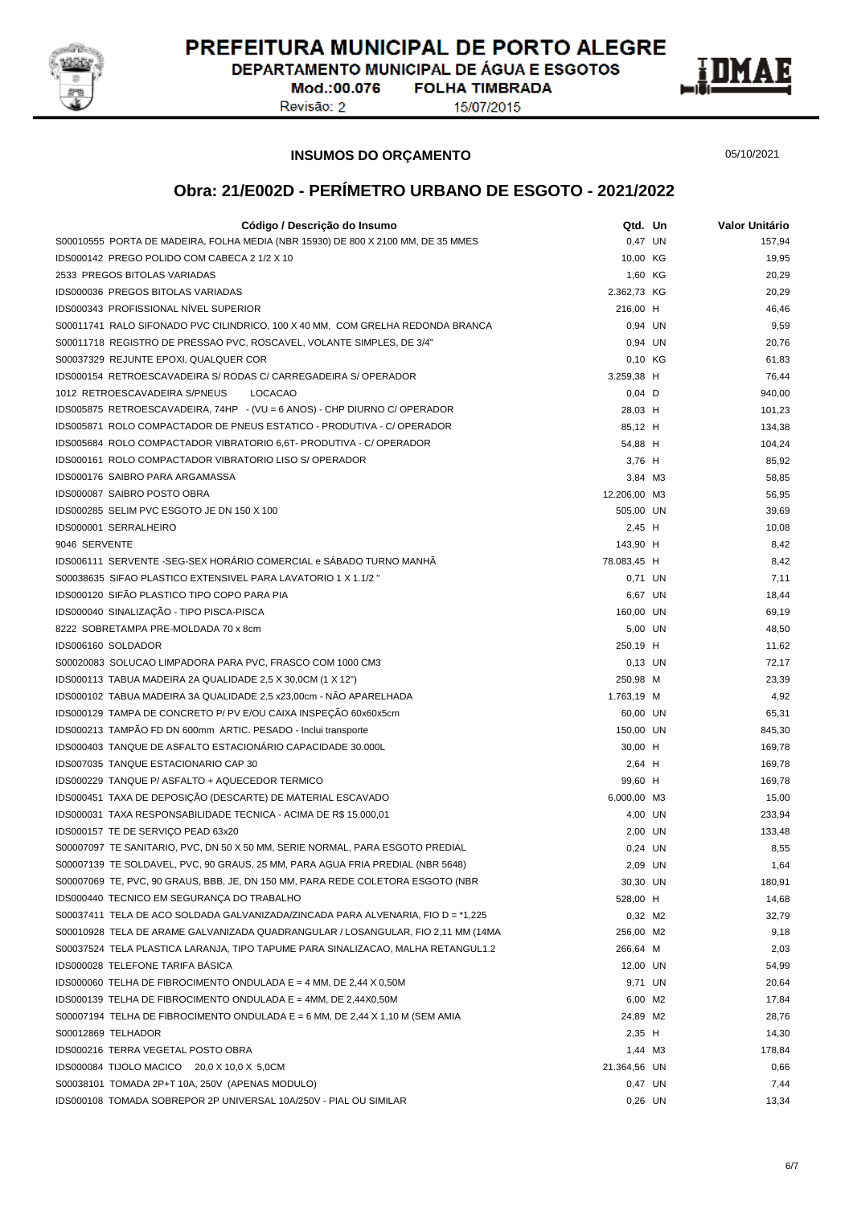# PREFEITURA MUNICIPAL DE PORTO ALEGRE

DEPARTAMENTO MUNICIPAL DE ÁGUA E ESGOTOS

Mod.:00.076 FOLHA TIMBRADA

Revisão: 2 15/07/2015

**INSUMOS DO ORÇAMENTO** 05/10/2021

## Obra: 21/E002D - PERÍMETRO URBANO DE ESGOTO - 2021/2022

| Código / Descrição do Insumo | Qtd. | Un | Valor Unitário |
|---|---|---|---|
| S00010555 PORTA DE MADEIRA, FOLHA MEDIA (NBR 15930) DE 800 X 2100 MM, DE 35 MMES | 0,47 | UN | 157,94 |
| IDS000142 PREGO POLIDO COM CABECA 2 1/2 X 10 | 10,00 | KG | 19,95 |
| 2533 PREGOS BITOLAS VARIADAS | 1,60 | KG | 20,29 |
| IDS000036 PREGOS BITOLAS VARIADAS | 2.362,73 | KG | 20,29 |
| IDS000343 PROFISSIONAL NÍVEL SUPERIOR | 216,00 | H | 46,46 |
| S00011741 RALO SIFONADO PVC CILINDRICO, 100 X 40 MM, COM GRELHA REDONDA BRANCA | 0,94 | UN | 9,59 |
| S00011718 REGISTRO DE PRESSAO PVC, ROSCAVEL, VOLANTE SIMPLES, DE 3/4" | 0,94 | UN | 20,76 |
| S00037329 REJUNTE EPOXI, QUALQUER COR | 0,10 | KG | 61,83 |
| IDS000154 RETROESCAVADEIRA S/ RODAS C/ CARREGADEIRA S/ OPERADOR | 3.259,38 | H | 76,44 |
| 1012 RETROESCAVADEIRA S/PNEUS LOCACAO | 0,04 | D | 940,00 |
| IDS005875 RETROESCAVADEIRA, 74HP - (VU = 6 ANOS) - CHP DIURNO C/ OPERADOR | 28,03 | H | 101,23 |
| IDS005871 ROLO COMPACTADOR DE PNEUS ESTATICO - PRODUTIVA - C/ OPERADOR | 85,12 | H | 134,38 |
| IDS005684 ROLO COMPACTADOR VIBRATORIO 6,6T- PRODUTIVA - C/ OPERADOR | 54,88 | H | 104,24 |
| IDS000161 ROLO COMPACTADOR VIBRATORIO LISO S/ OPERADOR | 3,76 | H | 85,92 |
| IDS000176 SAIBRO PARA ARGAMASSA | 3,84 | M3 | 58,85 |
| IDS000087 SAIBRO POSTO OBRA | 12.206,00 | M3 | 56,95 |
| IDS000285 SELIM PVC ESGOTO JE DN 150 X 100 | 505,00 | UN | 39,69 |
| IDS000001 SERRALHEIRO | 2,45 | H | 10,08 |
| 9046 SERVENTE | 143,90 | H | 8,42 |
| IDS006111 SERVENTE -SEG-SEX HORÁRIO COMERCIAL e SÁBADO TURNO MANHÃ | 78.083,45 | H | 8,42 |
| S00038635 SIFAO PLASTICO EXTENSIVEL PARA LAVATORIO 1 X 1.1/2 " | 0,71 | UN | 7,11 |
| IDS000120 SIFÃO PLASTICO TIPO COPO PARA PIA | 6,67 | UN | 18,44 |
| IDS000040 SINALIZAÇÃO - TIPO PISCA-PISCA | 160,00 | UN | 69,19 |
| 8222 SOBRETAMPA PRE-MOLDADA 70 x 8cm | 5,00 | UN | 48,50 |
| IDS006160 SOLDADOR | 250,19 | H | 11,62 |
| S00020083 SOLUCAO LIMPADORA PARA PVC, FRASCO COM 1000 CM3 | 0,13 | UN | 72,17 |
| IDS000113 TABUA MADEIRA 2A QUALIDADE 2,5 X 30,0CM (1 X 12") | 250,98 | M | 23,39 |
| IDS000102 TABUA MADEIRA 3A QUALIDADE 2,5 x23,00cm - NÃO APARELHADA | 1.763,19 | M | 4,92 |
| IDS000129 TAMPA DE CONCRETO P/ PV E/OU CAIXA INSPEÇÃO 60x60x5cm | 60,00 | UN | 65,31 |
| IDS000213 TAMPÃO FD DN 600mm ARTIC. PESADO - Inclui transporte | 150,00 | UN | 845,30 |
| IDS000403 TANQUE DE ASFALTO ESTACIONÁRIO CAPACIDADE 30.000L | 30,00 | H | 169,78 |
| IDS007035 TANQUE ESTACIONARIO CAP 30 | 2,64 | H | 169,78 |
| IDS000229 TANQUE P/ ASFALTO + AQUECEDOR TERMICO | 99,60 | H | 169,78 |
| IDS000451 TAXA DE DEPOSIÇÃO (DESCARTE) DE MATERIAL ESCAVADO | 6.000,00 | M3 | 15,00 |
| IDS000031 TAXA RESPONSABILIDADE TECNICA - ACIMA DE R$ 15.000,01 | 4,00 | UN | 233,94 |
| IDS000157 TE DE SERVIÇO PEAD 63x20 | 2,00 | UN | 133,48 |
| S00007097 TE SANITARIO, PVC, DN 50 X 50 MM, SERIE NORMAL, PARA ESGOTO PREDIAL | 0,24 | UN | 8,55 |
| S00007139 TE SOLDAVEL, PVC, 90 GRAUS, 25 MM, PARA AGUA FRIA PREDIAL (NBR 5648) | 2,09 | UN | 1,64 |
| S00007069 TE, PVC, 90 GRAUS, BBB, JE, DN 150 MM, PARA REDE COLETORA ESGOTO (NBR | 30,30 | UN | 180,91 |
| IDS000440 TECNICO EM SEGURANÇA DO TRABALHO | 528,00 | H | 14,68 |
| S00037411 TELA DE ACO SOLDADA GALVANIZADA/ZINCADA PARA ALVENARIA, FIO D = *1,225 | 0,32 | M2 | 32,79 |
| S00010928 TELA DE ARAME GALVANIZADA QUADRANGULAR / LOSANGULAR, FIO 2,11 MM (14MA | 256,00 | M2 | 9,18 |
| S00037524 TELA PLASTICA LARANJA, TIPO TAPUME PARA SINALIZACAO, MALHA RETANGUL1.2 | 266,64 | M | 2,03 |
| IDS000028 TELEFONE TARIFA BÁSICA | 12,00 | UN | 54,99 |
| IDS000060 TELHA DE FIBROCIMENTO ONDULADA E = 4 MM, DE 2,44 X 0,50M | 9,71 | UN | 20,64 |
| IDS000139 TELHA DE FIBROCIMENTO ONDULADA E = 4MM, DE 2,44X0,50M | 6,00 | M2 | 17,84 |
| S00007194 TELHA DE FIBROCIMENTO ONDULADA E = 6 MM, DE 2,44 X 1,10 M (SEM AMIA | 24,89 | M2 | 28,76 |
| S00012869 TELHADOR | 2,35 | H | 14,30 |
| IDS000216 TERRA VEGETAL POSTO OBRA | 1,44 | M3 | 178,84 |
| IDS000084 TIJOLO MACICO 20,0 X 10,0 X 5,0CM | 21.364,56 | UN | 0,66 |
| S00038101 TOMADA 2P+T 10A, 250V (APENAS MODULO) | 0,47 | UN | 7,44 |
| IDS000108 TOMADA SOBREPOR 2P UNIVERSAL 10A/250V - PIAL OU SIMILAR | 0,26 | UN | 13,34 |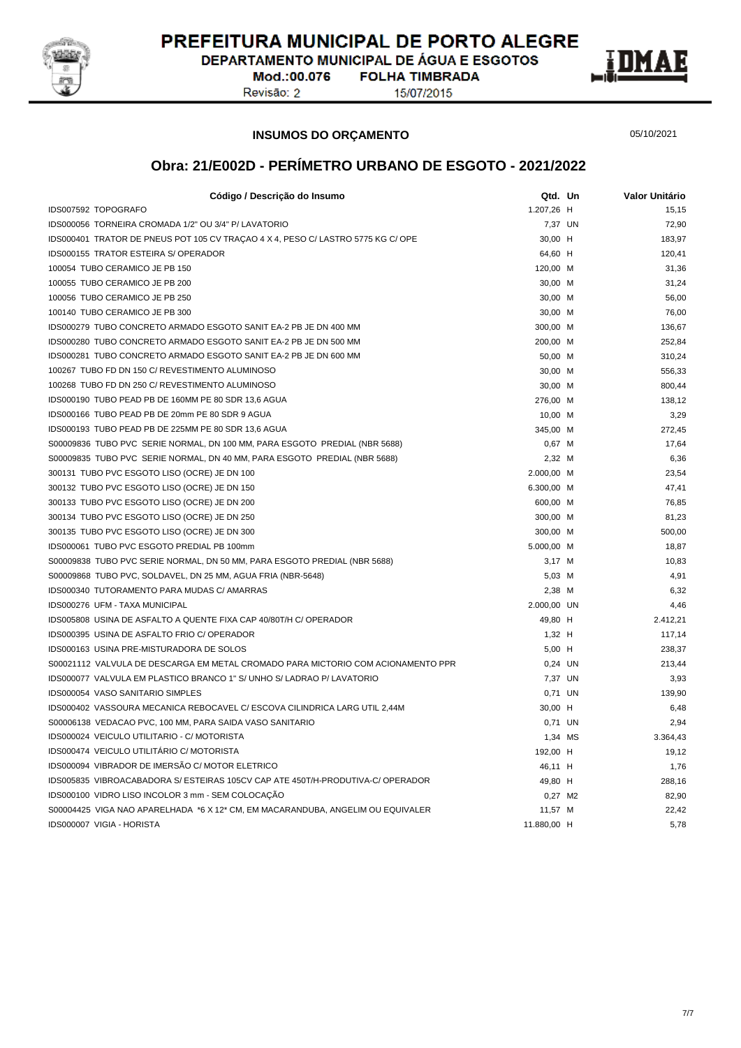PREFEITURA MUNICIPAL DE PORTO ALEGRE
DEPARTAMENTO MUNICIPAL DE ÁGUA E ESGOTOS
Mod.:00.076 FOLHA TIMBRADA
Revisão: 2 15/07/2015

**INSUMOS DO ORÇAMENTO**

05/10/2021

## Obra: 21/E002D - PERÍMETRO URBANO DE ESGOTO - 2021/2022

| Código / Descrição do Insumo | Qtd. | Un | Valor Unitário |
|---|---|---|---|
| IDS007592 TOPOGRAFO | 1.207,26 | H | 15,15 |
| IDS000056 TORNEIRA CROMADA 1/2" OU 3/4" P/ LAVATORIO | 7,37 | UN | 72,90 |
| IDS000401 TRATOR DE PNEUS POT 105 CV TRAÇAO 4 X 4, PESO C/ LASTRO 5775 KG C/ OPE | 30,00 | H | 183,97 |
| IDS000155 TRATOR ESTEIRA S/ OPERADOR | 64,60 | H | 120,41 |
| 100054 TUBO CERAMICO JE PB 150 | 120,00 | M | 31,36 |
| 100055 TUBO CERAMICO JE PB 200 | 30,00 | M | 31,24 |
| 100056 TUBO CERAMICO JE PB 250 | 30,00 | M | 56,00 |
| 100140 TUBO CERAMICO JE PB 300 | 30,00 | M | 76,00 |
| IDS000279 TUBO CONCRETO ARMADO ESGOTO SANIT EA-2 PB JE DN 400 MM | 300,00 | M | 136,67 |
| IDS000280 TUBO CONCRETO ARMADO ESGOTO SANIT EA-2 PB JE DN 500 MM | 200,00 | M | 252,84 |
| IDS000281 TUBO CONCRETO ARMADO ESGOTO SANIT EA-2 PB JE DN 600 MM | 50,00 | M | 310,24 |
| 100267 TUBO FD DN 150 C/ REVESTIMENTO ALUMINOSO | 30,00 | M | 556,33 |
| 100268 TUBO FD DN 250 C/ REVESTIMENTO ALUMINOSO | 30,00 | M | 800,44 |
| IDS000190 TUBO PEAD PB DE 160MM PE 80 SDR 13,6 AGUA | 276,00 | M | 138,12 |
| IDS000166 TUBO PEAD PB DE 20mm PE 80 SDR 9 AGUA | 10,00 | M | 3,29 |
| IDS000193 TUBO PEAD PB DE 225MM PE 80 SDR 13,6 AGUA | 345,00 | M | 272,45 |
| S00009836 TUBO PVC SERIE NORMAL, DN 100 MM, PARA ESGOTO PREDIAL (NBR 5688) | 0,67 | M | 17,64 |
| S00009835 TUBO PVC SERIE NORMAL, DN 40 MM, PARA ESGOTO PREDIAL (NBR 5688) | 2,32 | M | 6,36 |
| 300131 TUBO PVC ESGOTO LISO (OCRE) JE DN 100 | 2.000,00 | M | 23,54 |
| 300132 TUBO PVC ESGOTO LISO (OCRE) JE DN 150 | 6.300,00 | M | 47,41 |
| 300133 TUBO PVC ESGOTO LISO (OCRE) JE DN 200 | 600,00 | M | 76,85 |
| 300134 TUBO PVC ESGOTO LISO (OCRE) JE DN 250 | 300,00 | M | 81,23 |
| 300135 TUBO PVC ESGOTO LISO (OCRE) JE DN 300 | 300,00 | M | 500,00 |
| IDS000061 TUBO PVC ESGOTO PREDIAL PB 100mm | 5.000,00 | M | 18,87 |
| S00009838 TUBO PVC SERIE NORMAL, DN 50 MM, PARA ESGOTO PREDIAL (NBR 5688) | 3,17 | M | 10,83 |
| S00009868 TUBO PVC, SOLDAVEL, DN 25 MM, AGUA FRIA (NBR-5648) | 5,03 | M | 4,91 |
| IDS000340 TUTORAMENTO PARA MUDAS C/ AMARRAS | 2,38 | M | 6,32 |
| IDS000276 UFM - TAXA MUNICIPAL | 2.000,00 | UN | 4,46 |
| IDS005808 USINA DE ASFALTO A QUENTE FIXA CAP 40/80T/H C/ OPERADOR | 49,80 | H | 2.412,21 |
| IDS000395 USINA DE ASFALTO FRIO C/ OPERADOR | 1,32 | H | 117,14 |
| IDS000163 USINA PRE-MISTURADORA DE SOLOS | 5,00 | H | 238,37 |
| S00021112 VALVULA DE DESCARGA EM METAL CROMADO PARA MICTORIO COM ACIONAMENTO PPR | 0,24 | UN | 213,44 |
| IDS000077 VALVULA EM PLASTICO BRANCO 1" S/ UNHO S/ LADRAO P/ LAVATORIO | 7,37 | UN | 3,93 |
| IDS000054 VASO SANITARIO SIMPLES | 0,71 | UN | 139,90 |
| IDS000402 VASSOURA MECANICA REBOCAVEL C/ ESCOVA CILINDRICA LARG UTIL 2,44M | 30,00 | H | 6,48 |
| S00006138 VEDACAO PVC, 100 MM, PARA SAIDA VASO SANITARIO | 0,71 | UN | 2,94 |
| IDS000024 VEICULO UTILITARIO - C/ MOTORISTA | 1,34 | MS | 3.364,43 |
| IDS000474 VEICULO UTILITÁRIO C/ MOTORISTA | 192,00 | H | 19,12 |
| IDS000094 VIBRADOR DE IMERSÃO C/ MOTOR ELETRICO | 46,11 | H | 1,76 |
| IDS005835 VIBROACABADORA S/ ESTEIRAS 105CV CAP ATE 450T/H-PRODUTIVA-C/ OPERADOR | 49,80 | H | 288,16 |
| IDS000100 VIDRO LISO INCOLOR 3 mm - SEM COLOCAÇÃO | 0,27 | M2 | 82,90 |
| S00004425 VIGA NAO APARELHADA *6 X 12* CM, EM MACARANDUBA, ANGELIM OU EQUIVALER | 11,57 | M | 22,42 |
| IDS000007 VIGIA - HORISTA | 11.880,00 | H | 5,78 |